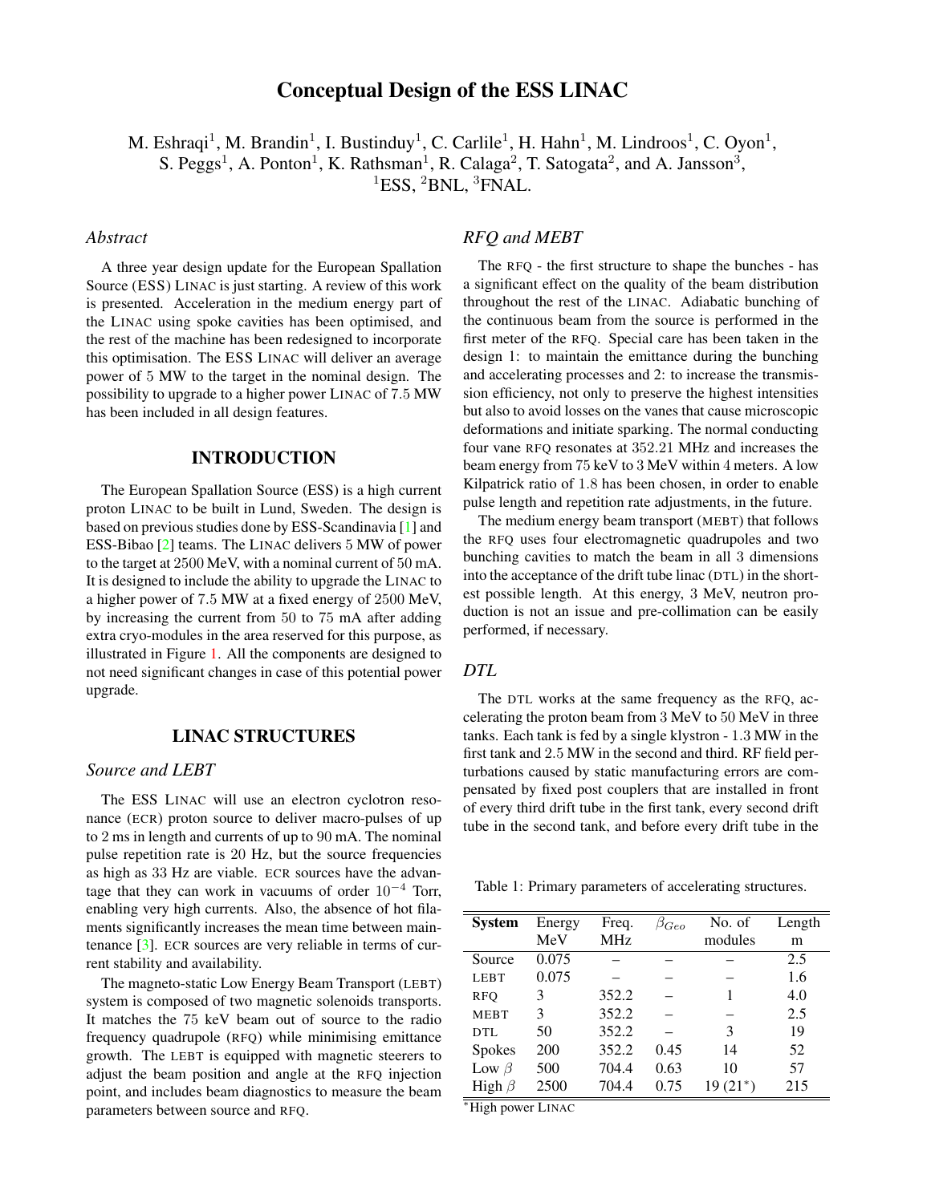# Conceptual Design of the ESS LINAC

M. Eshraqi[1], M. Brandin[1], I. Bustinduy[1], C. Carlile[1], H. Hahn[1], M. Lindroos[1], C. Oyon[1], S. Peggs[1], A. Ponton[1], K. Rathsman[1], R. Calaga[2], T. Satogata[2], and A. Jansson[3],
[1]ESS, [2]BNL, [3]FNAL.

### *Abstract*

A three year design update for the European Spallation Source (ESS) LINAC is just starting. A review of this work is presented. Acceleration in the medium energy part of the LINAC using spoke cavities has been optimised, and the rest of the machine has been redesigned to incorporate this optimisation. The ESS LINAC will deliver an average power of 5 MW to the target in the nominal design. The possibility to upgrade to a higher power LINAC of 7.5 MW has been included in all design features.

## INTRODUCTION

The European Spallation Source (ESS) is a high current proton LINAC to be built in Lund, Sweden. The design is based on previous studies done by ESS-Scandinavia [1] and ESS-Bibao [2] teams. The LINAC delivers 5 MW of power to the target at 2500 MeV, with a nominal current of 50 mA. It is designed to include the ability to upgrade the LINAC to a higher power of 7.5 MW at a fixed energy of 2500 MeV, by increasing the current from 50 to 75 mA after adding extra cryo-modules in the area reserved for this purpose, as illustrated in Figure 1. All the components are designed to not need significant changes in case of this potential power upgrade.

## LINAC STRUCTURES

### *Source and LEBT*

The ESS LINAC will use an electron cyclotron resonance (ECR) proton source to deliver macro-pulses of up to 2 ms in length and currents of up to 90 mA. The nominal pulse repetition rate is 20 Hz, but the source frequencies as high as 33 Hz are viable. ECR sources have the advantage that they can work in vacuums of order $10^{-4}$ Torr, enabling very high currents. Also, the absence of hot filaments significantly increases the mean time between maintenance [3]. ECR sources are very reliable in terms of current stability and availability.

The magneto-static Low Energy Beam Transport (LEBT) system is composed of two magnetic solenoids transports. It matches the 75 keV beam out of source to the radio frequency quadrupole (RFQ) while minimising emittance growth. The LEBT is equipped with magnetic steerers to adjust the beam position and angle at the RFQ injection point, and includes beam diagnostics to measure the beam parameters between source and RFQ.

### *RFQ and MEBT*

The RFQ - the first structure to shape the bunches - has a significant effect on the quality of the beam distribution throughout the rest of the LINAC. Adiabatic bunching of the continuous beam from the source is performed in the first meter of the RFQ. Special care has been taken in the design 1: to maintain the emittance during the bunching and accelerating processes and 2: to increase the transmission efficiency, not only to preserve the highest intensities but also to avoid losses on the vanes that cause microscopic deformations and initiate sparking. The normal conducting four vane RFQ resonates at 352.21 MHz and increases the beam energy from 75 keV to 3 MeV within 4 meters. A low Kilpatrick ratio of 1.8 has been chosen, in order to enable pulse length and repetition rate adjustments, in the future.

The medium energy beam transport (MEBT) that follows the RFQ uses four electromagnetic quadrupoles and two bunching cavities to match the beam in all 3 dimensions into the acceptance of the drift tube linac (DTL) in the shortest possible length. At this energy, 3 MeV, neutron production is not an issue and pre-collimation can be easily performed, if necessary.

### *DTL*

The DTL works at the same frequency as the RFQ, accelerating the proton beam from 3 MeV to 50 MeV in three tanks. Each tank is fed by a single klystron - 1.3 MW in the first tank and 2.5 MW in the second and third. RF field perturbations caused by static manufacturing errors are compensated by fixed post couplers that are installed in front of every third drift tube in the first tank, every second drift tube in the second tank, and before every drift tube in the

Table 1: Primary parameters of accelerating structures.

| System | Energy MeV | Freq. MHz | $\beta_{Geo}$ | No. of modules | Length m |
|---|---|---|---|---|---|
| Source | 0.075 | – | – | – | 2.5 |
| LEBT | 0.075 | – | – | – | 1.6 |
| RFQ | 3 | 352.2 | – | 1 | 4.0 |
| MEBT | 3 | 352.2 | – | – | 2.5 |
| DTL | 50 | 352.2 | – | 3 | 19 |
| Spokes | 200 | 352.2 | 0.45 | 14 | 52 |
| Low $\beta$ | 500 | 704.4 | 0.63 | 10 | 57 |
| High $\beta$ | 2500 | 704.4 | 0.75 | 19 (21*) | 215 |

*High power LINAC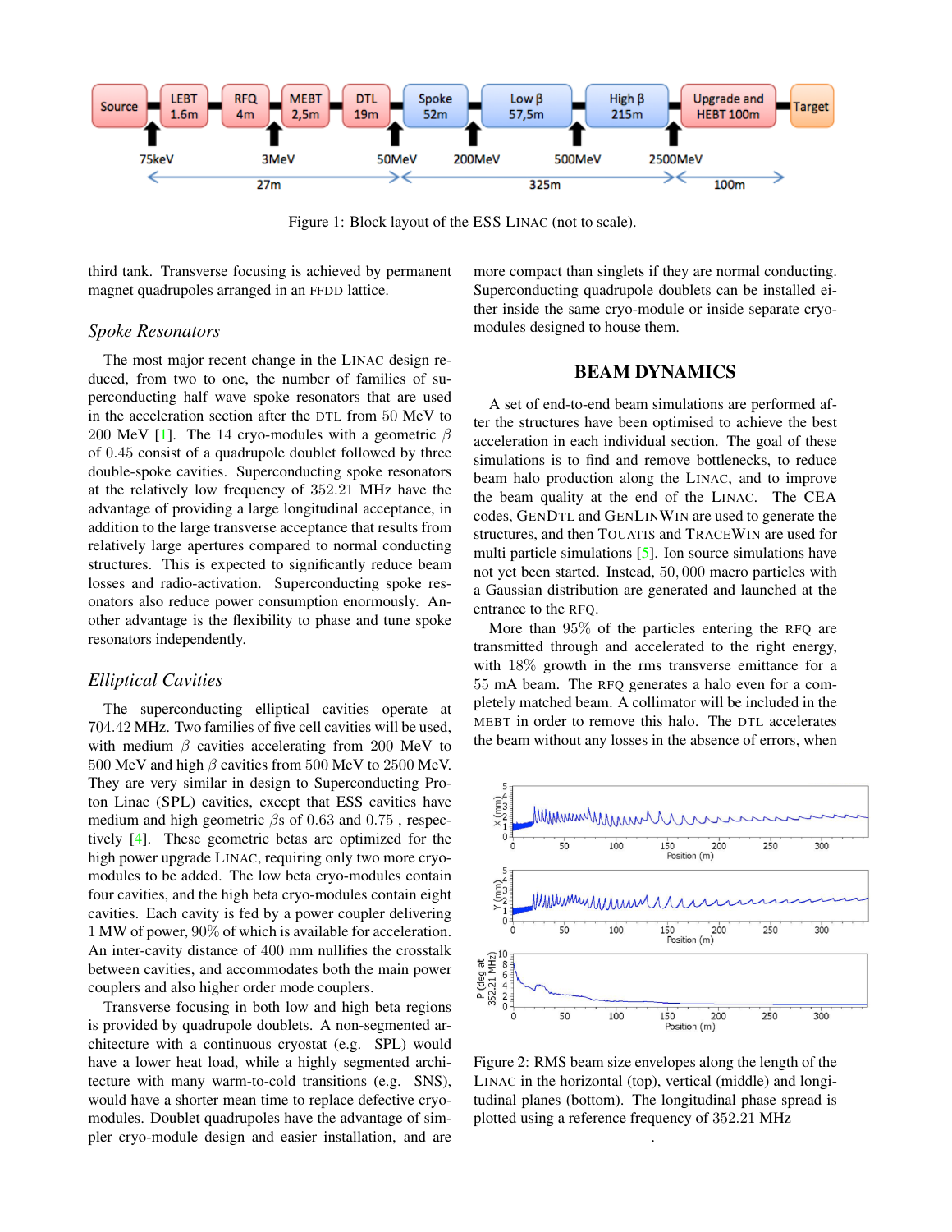Figure 1: Block layout of the ESS LINAC (not to scale).

third tank. Transverse focusing is achieved by permanent magnet quadrupoles arranged in an FFDD lattice.

### *Spoke Resonators*

The most major recent change in the LINAC design reduced, from two to one, the number of families of superconducting half wave spoke resonators that are used in the acceleration section after the DTL from 50 MeV to 200 MeV [1]. The 14 cryo-modules with a geometric $\beta$ of 0.45 consist of a quadrupole doublet followed by three double-spoke cavities. Superconducting spoke resonators at the relatively low frequency of 352.21 MHz have the advantage of providing a large longitudinal acceptance, in addition to the large transverse acceptance that results from relatively large apertures compared to normal conducting structures. This is expected to significantly reduce beam losses and radio-activation. Superconducting spoke resonators also reduce power consumption enormously. Another advantage is the flexibility to phase and tune spoke resonators independently.

### *Elliptical Cavities*

The superconducting elliptical cavities operate at 704.42 MHz. Two families of five cell cavities will be used, with medium $\beta$ cavities accelerating from 200 MeV to 500 MeV and high $\beta$ cavities from 500 MeV to 2500 MeV. They are very similar in design to Superconducting Proton Linac (SPL) cavities, except that ESS cavities have medium and high geometric $\beta$s of 0.63 and 0.75 , respectively [4]. These geometric betas are optimized for the high power upgrade LINAC, requiring only two more cryo-modules to be added. The low beta cryo-modules contain four cavities, and the high beta cryo-modules contain eight cavities. Each cavity is fed by a power coupler delivering 1 MW of power, 90% of which is available for acceleration. An inter-cavity distance of 400 mm nullifies the crosstalk between cavities, and accommodates both the main power couplers and also higher order mode couplers.

Transverse focusing in both low and high beta regions is provided by quadrupole doublets. A non-segmented architecture with a continuous cryostat (e.g. SPL) would have a lower heat load, while a highly segmented architecture with many warm-to-cold transitions (e.g. SNS), would have a shorter mean time to replace defective cryo-modules. Doublet quadrupoles have the advantage of simpler cryo-module design and easier installation, and are more compact than singlets if they are normal conducting. Superconducting quadrupole doublets can be installed either inside the same cryo-module or inside separate cryo-modules designed to house them.

## BEAM DYNAMICS

A set of end-to-end beam simulations are performed after the structures have been optimised to achieve the best acceleration in each individual section. The goal of these simulations is to find and remove bottlenecks, to reduce beam halo production along the LINAC, and to improve the beam quality at the end of the LINAC. The CEA codes, GENDTL and GENLINWIN are used to generate the structures, and then TOUATIS and TRACEWIN are used for multi particle simulations [5]. Ion source simulations have not yet been started. Instead, 50, 000 macro particles with a Gaussian distribution are generated and launched at the entrance to the RFQ.

More than 95% of the particles entering the RFQ are transmitted through and accelerated to the right energy, with 18% growth in the rms transverse emittance for a 55 mA beam. The RFQ generates a halo even for a completely matched beam. A collimator will be included in the MEBT in order to remove this halo. The DTL accelerates the beam without any losses in the absence of errors, when

Figure 2: RMS beam size envelopes along the length of the LINAC in the horizontal (top), vertical (middle) and longitudinal planes (bottom). The longitudinal phase spread is plotted using a reference frequency of 352.21 MHz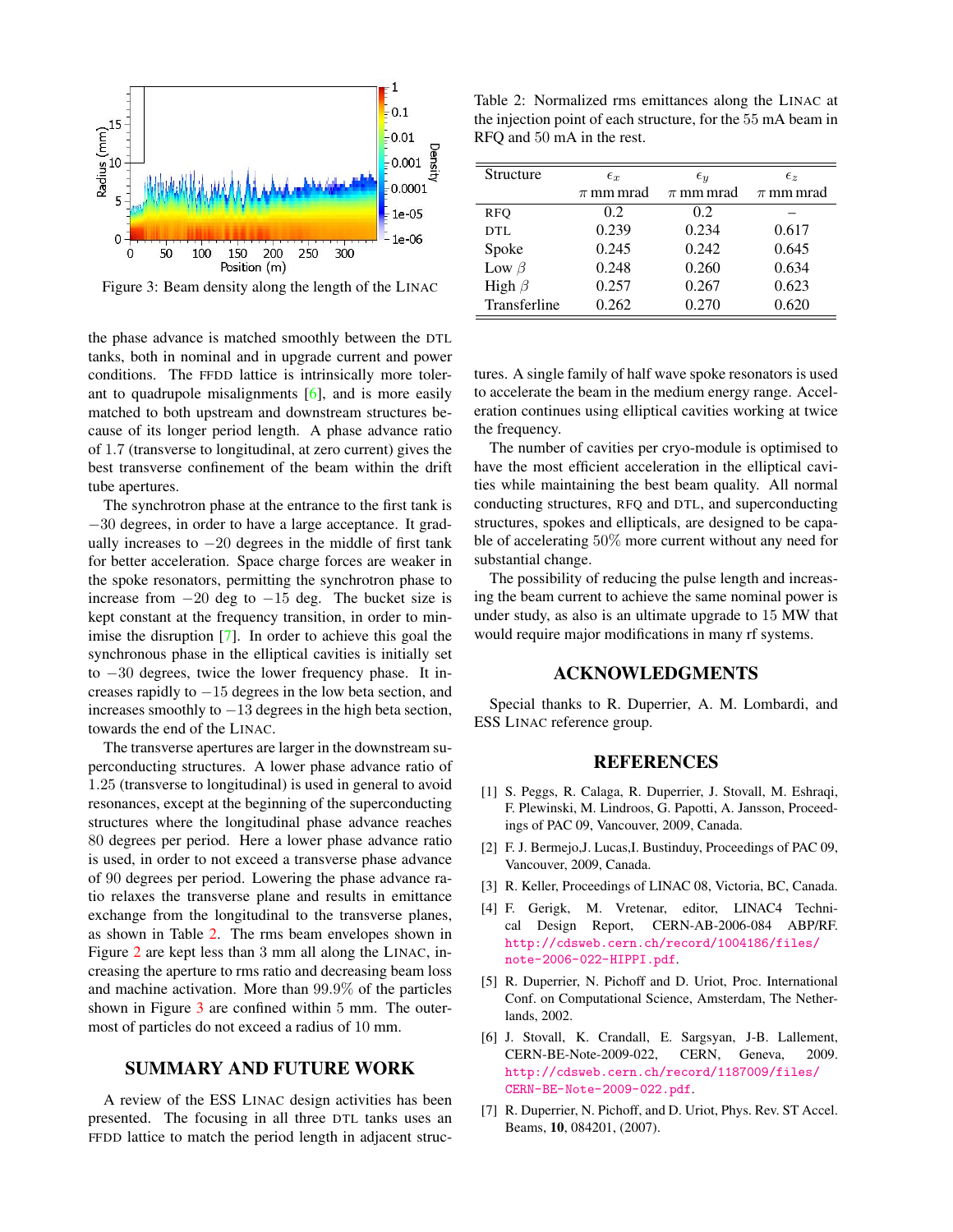Radius (mm)

15

10

5

0

0 50 100 150 200 250 300

Position (m)

Density

1

0.1

0.01

0.001

0.0001

1e-05

1e-06

Figure 3: Beam density along the length of the LINAC

the phase advance is matched smoothly between the DTL tanks, both in nominal and in upgrade current and power conditions. The FFDD lattice is intrinsically more tolerant to quadrupole misalignments [6], and is more easily matched to both upstream and downstream structures because of its longer period length. A phase advance ratio of 1.7 (transverse to longitudinal, at zero current) gives the best transverse confinement of the beam within the drift tube apertures.

The synchrotron phase at the entrance to the first tank is $-30$ degrees, in order to have a large acceptance. It gradually increases to $-20$ degrees in the middle of first tank for better acceleration. Space charge forces are weaker in the spoke resonators, permitting the synchrotron phase to increase from $-20$ deg to $-15$ deg. The bucket size is kept constant at the frequency transition, in order to minimise the disruption [7]. In order to achieve this goal the synchronous phase in the elliptical cavities is initially set to $-30$ degrees, twice the lower frequency phase. It increases rapidly to $-15$ degrees in the low beta section, and increases smoothly to $-13$ degrees in the high beta section, towards the end of the LINAC.

The transverse apertures are larger in the downstream superconducting structures. A lower phase advance ratio of 1.25 (transverse to longitudinal) is used in general to avoid resonances, except at the beginning of the superconducting structures where the longitudinal phase advance reaches 80 degrees per period. Here a lower phase advance ratio is used, in order to not exceed a transverse phase advance of 90 degrees per period. Lowering the phase advance ratio relaxes the transverse plane and results in emittance exchange from the longitudinal to the transverse planes, as shown in Table 2. The rms beam envelopes shown in Figure 2 are kept less than 3 mm all along the LINAC, increasing the aperture to rms ratio and decreasing beam loss and machine activation. More than 99.9% of the particles shown in Figure 3 are confined within 5 mm. The outermost of particles do not exceed a radius of 10 mm.

## SUMMARY AND FUTURE WORK

A review of the ESS LINAC design activities has been presented. The focusing in all three DTL tanks uses an FFDD lattice to match the period length in adjacent structures. A single family of half wave spoke resonators is used to accelerate the beam in the medium energy range. Acceleration continues using elliptical cavities working at twice the frequency.

Table 2: Normalized rms emittances along the LINAC at the injection point of each structure, for the 55 mA beam in RFQ and 50 mA in the rest.

| Structure | $\epsilon_x$ $\pi$ mm mrad | $\epsilon_y$ $\pi$ mm mrad | $\epsilon_z$ $\pi$ mm mrad |
|---|---|---|---|
| RFQ | 0.2 | 0.2 | – |
| DTL | 0.239 | 0.234 | 0.617 |
| Spoke | 0.245 | 0.242 | 0.645 |
| Low $\beta$ | 0.248 | 0.260 | 0.634 |
| High $\beta$ | 0.257 | 0.267 | 0.623 |
| Transferline | 0.262 | 0.270 | 0.620 |

The number of cavities per cryo-module is optimised to have the most efficient acceleration in the elliptical cavities while maintaining the best beam quality. All normal conducting structures, RFQ and DTL, and superconducting structures, spokes and ellipticals, are designed to be capable of accelerating 50% more current without any need for substantial change.

The possibility of reducing the pulse length and increasing the beam current to achieve the same nominal power is under study, as also is an ultimate upgrade to 15 MW that would require major modifications in many rf systems.

## ACKNOWLEDGMENTS

Special thanks to R. Duperrier, A. M. Lombardi, and ESS LINAC reference group.

## REFERENCES

[1] S. Peggs, R. Calaga, R. Duperrier, J. Stovall, M. Eshraqi, F. Plewinski, M. Lindroos, G. Papotti, A. Jansson, Proceedings of PAC 09, Vancouver, 2009, Canada.

[2] F. J. Bermejo,J. Lucas,I. Bustinduy, Proceedings of PAC 09, Vancouver, 2009, Canada.

[3] R. Keller, Proceedings of LINAC 08, Victoria, BC, Canada.

[4] F. Gerigk, M. Vretenar, editor, LINAC4 Technical Design Report, CERN-AB-2006-084 ABP/RF. http://cdsweb.cern.ch/record/1004186/files/note-2006-022-HIPPI.pdf.

[5] R. Duperrier, N. Pichoff and D. Uriot, Proc. International Conf. on Computational Science, Amsterdam, The Netherlands, 2002.

[6] J. Stovall, K. Crandall, E. Sargsyan, J-B. Lallement, CERN-BE-Note-2009-022, CERN, Geneva, 2009. http://cdsweb.cern.ch/record/1187009/files/CERN-BE-Note-2009-022.pdf.

[7] R. Duperrier, N. Pichoff, and D. Uriot, Phys. Rev. ST Accel. Beams, **10**, 084201, (2007).